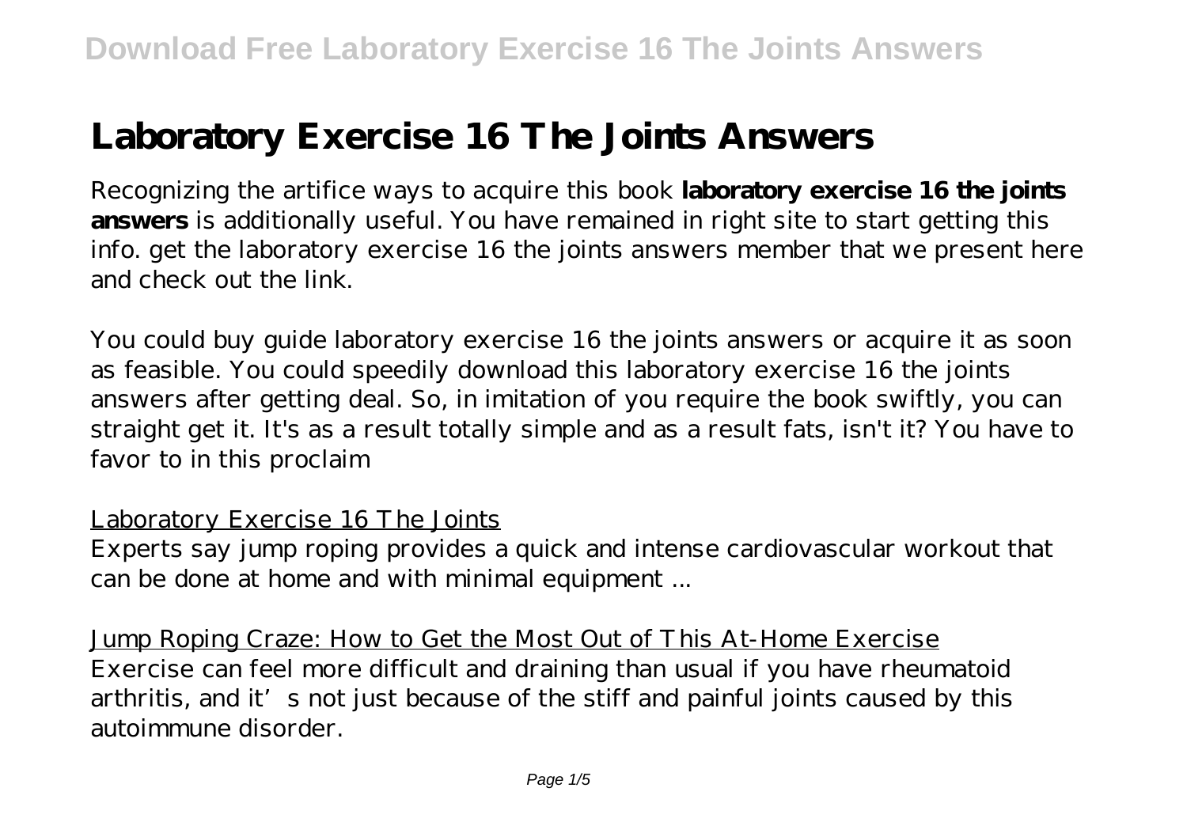# Laboratory Exercise 16 The Joints Answers

Recognizing the artifice ways to acquire this book **laboratory exercise 16 the joints answers** is additionally useful. You have remained in right site to start getting this info. get the laboratory exercise 16 the joints answers member that we present here and check out the link.

You could buy guide laboratory exercise 16 the joints answers or acquire it as soon as feasible. You could speedily download this laboratory exercise 16 the joints answers after getting deal. So, in imitation of you require the book swiftly, you can straight get it. It's as a result totally simple and as a result fats, isn't it? You have to favor to in this proclaim

Laboratory Exercise 16 The Joints

Experts say jump roping provides a quick and intense cardiovascular workout that can be done at home and with minimal equipment ...

Jump Roping Craze: How to Get the Most Out of This At-Home Exercise

Exercise can feel more difficult and draining than usual if you have rheumatoid arthritis, and it's not just because of the stiff and painful joints caused by this autoimmune disorder.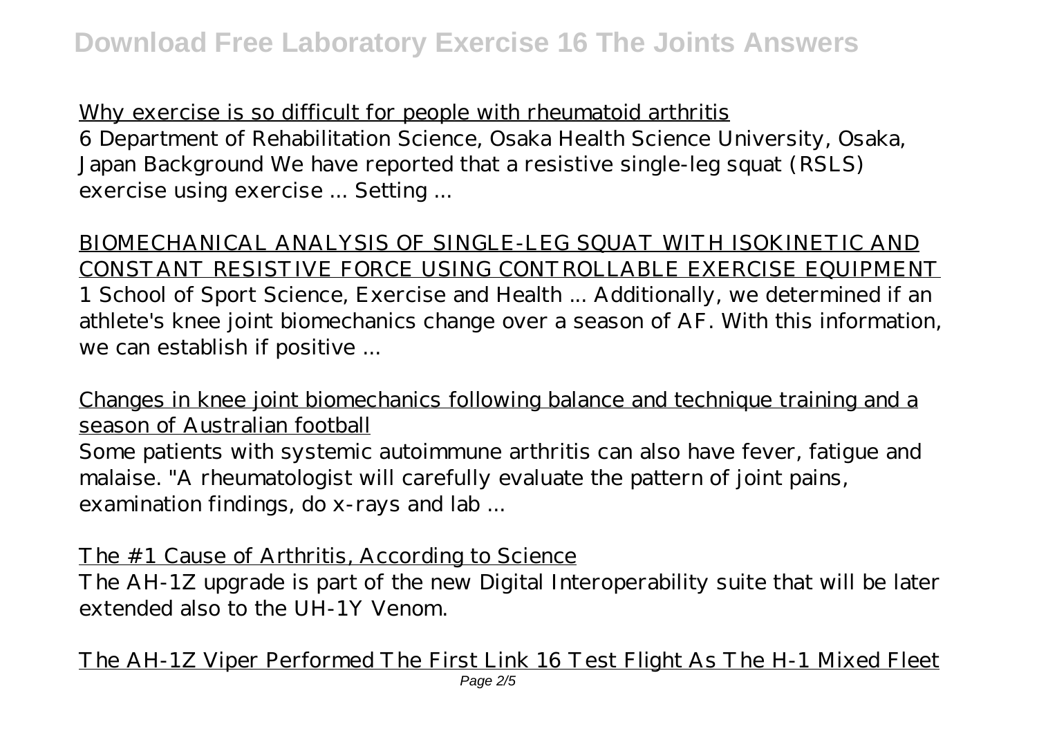Why exercise is so difficult for people with rheumatoid arthritis

6 Department of Rehabilitation Science, Osaka Health Science University, Osaka, Japan Background We have reported that a resistive single-leg squat (RSLS) exercise using exercise ... Setting ...

BIOMECHANICAL ANALYSIS OF SINGLE-LEG SQUAT WITH ISOKINETIC AND CONSTANT RESISTIVE FORCE USING CONTROLLABLE EXERCISE EQUIPMENT

1 School of Sport Science, Exercise and Health ... Additionally, we determined if an athlete's knee joint biomechanics change over a season of AF. With this information, we can establish if positive ...

Changes in knee joint biomechanics following balance and technique training and a season of Australian football

Some patients with systemic autoimmune arthritis can also have fever, fatigue and malaise. "A rheumatologist will carefully evaluate the pattern of joint pains, examination findings, do x-rays and lab ...

The #1 Cause of Arthritis, According to Science

The AH-1Z upgrade is part of the new Digital Interoperability suite that will be later extended also to the UH-1Y Venom.

The AH-1Z Viper Performed The First Link 16 Test Flight As The H-1 Mixed Fleet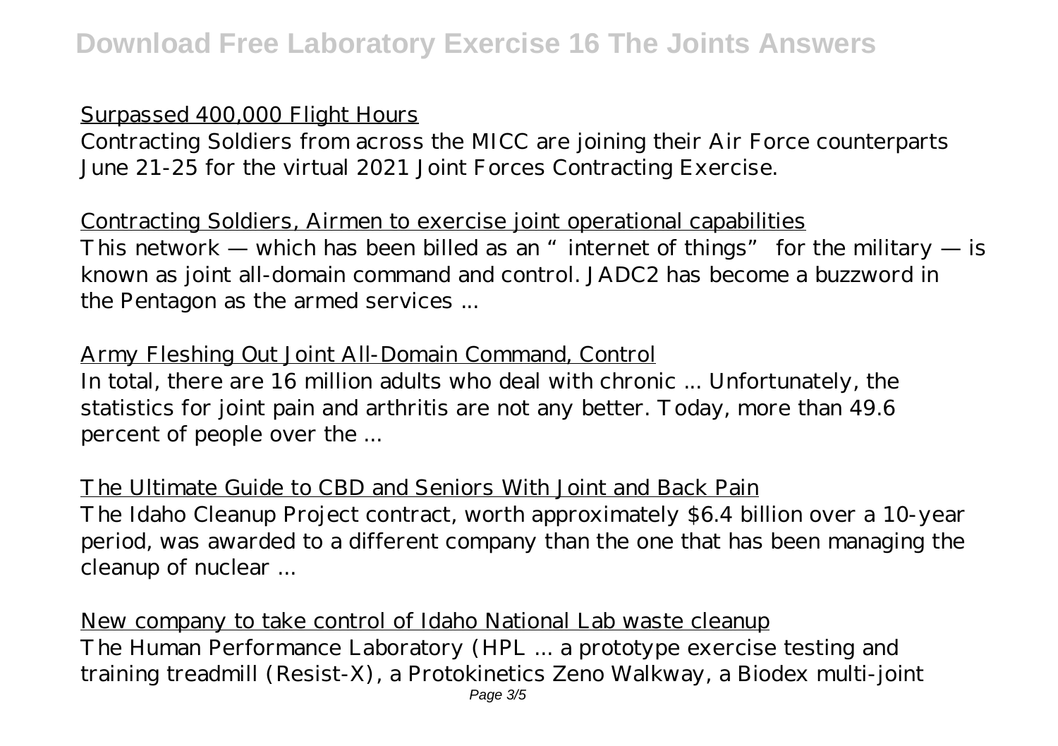Surpassed 400,000 Flight Hours

Contracting Soldiers from across the MICC are joining their Air Force counterparts June 21-25 for the virtual 2021 Joint Forces Contracting Exercise.

Contracting Soldiers, Airmen to exercise joint operational capabilities

This network — which has been billed as an "internet of things" for the military — is known as joint all-domain command and control. JADC2 has become a buzzword in the Pentagon as the armed services ...

Army Fleshing Out Joint All-Domain Command, Control

In total, there are 16 million adults who deal with chronic ... Unfortunately, the statistics for joint pain and arthritis are not any better. Today, more than 49.6 percent of people over the ...

The Ultimate Guide to CBD and Seniors With Joint and Back Pain

The Idaho Cleanup Project contract, worth approximately $6.4 billion over a 10-year period, was awarded to a different company than the one that has been managing the cleanup of nuclear ...

New company to take control of Idaho National Lab waste cleanup

The Human Performance Laboratory (HPL ... a prototype exercise testing and training treadmill (Resist-X), a Protokinetics Zeno Walkway, a Biodex multi-joint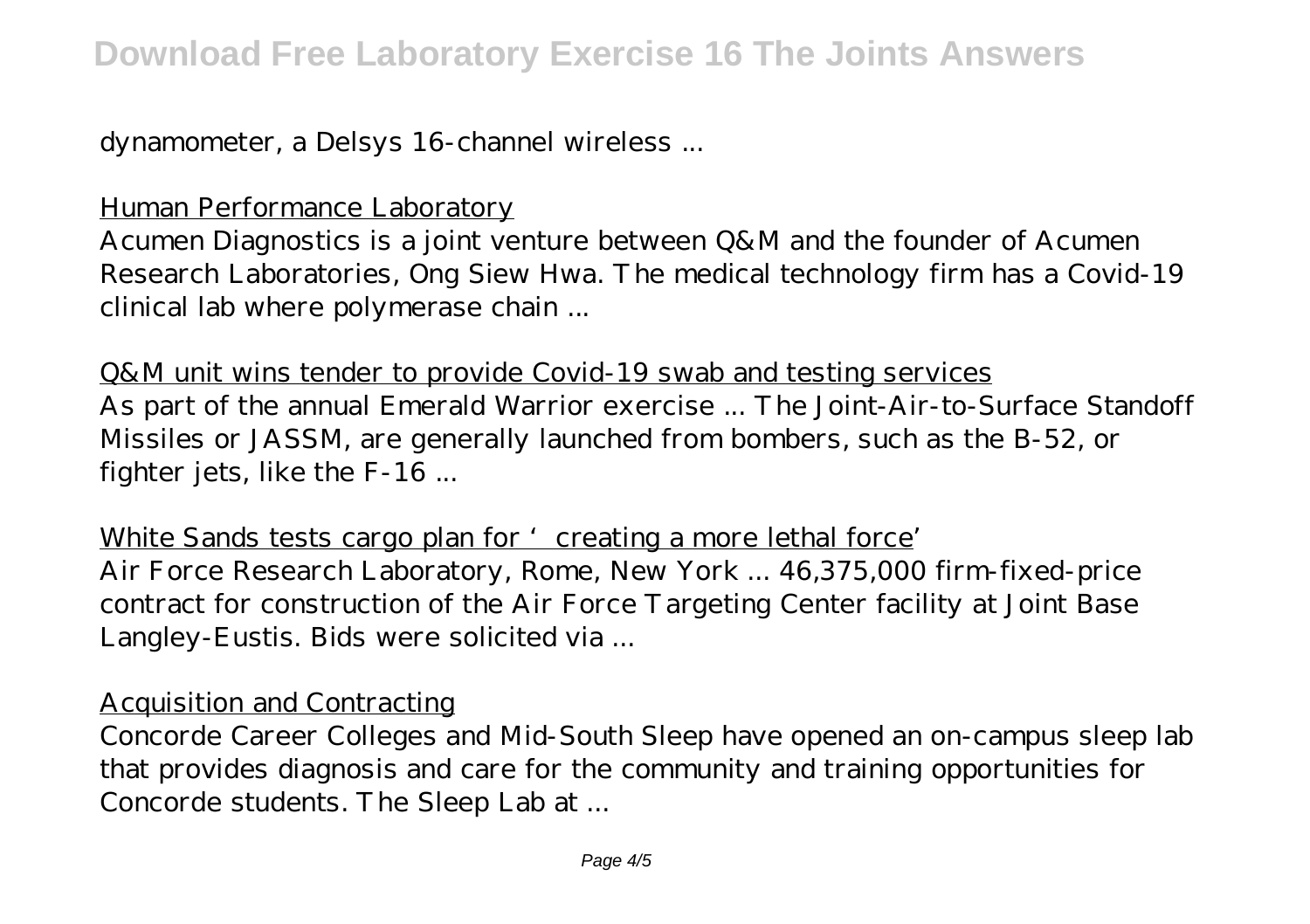dynamometer, a Delsys 16-channel wireless ...

Human Performance Laboratory

Acumen Diagnostics is a joint venture between Q&M and the founder of Acumen Research Laboratories, Ong Siew Hwa. The medical technology firm has a Covid-19 clinical lab where polymerase chain ...

Q&M unit wins tender to provide Covid-19 swab and testing services

As part of the annual Emerald Warrior exercise ... The Joint-Air-to-Surface Standoff Missiles or JASSM, are generally launched from bombers, such as the B-52, or fighter jets, like the F-16 ...

White Sands tests cargo plan for 'creating a more lethal force'

Air Force Research Laboratory, Rome, New York ... 46,375,000 firm-fixed-price contract for construction of the Air Force Targeting Center facility at Joint Base Langley-Eustis. Bids were solicited via ...

Acquisition and Contracting

Concorde Career Colleges and Mid-South Sleep have opened an on-campus sleep lab that provides diagnosis and care for the community and training opportunities for Concorde students. The Sleep Lab at ...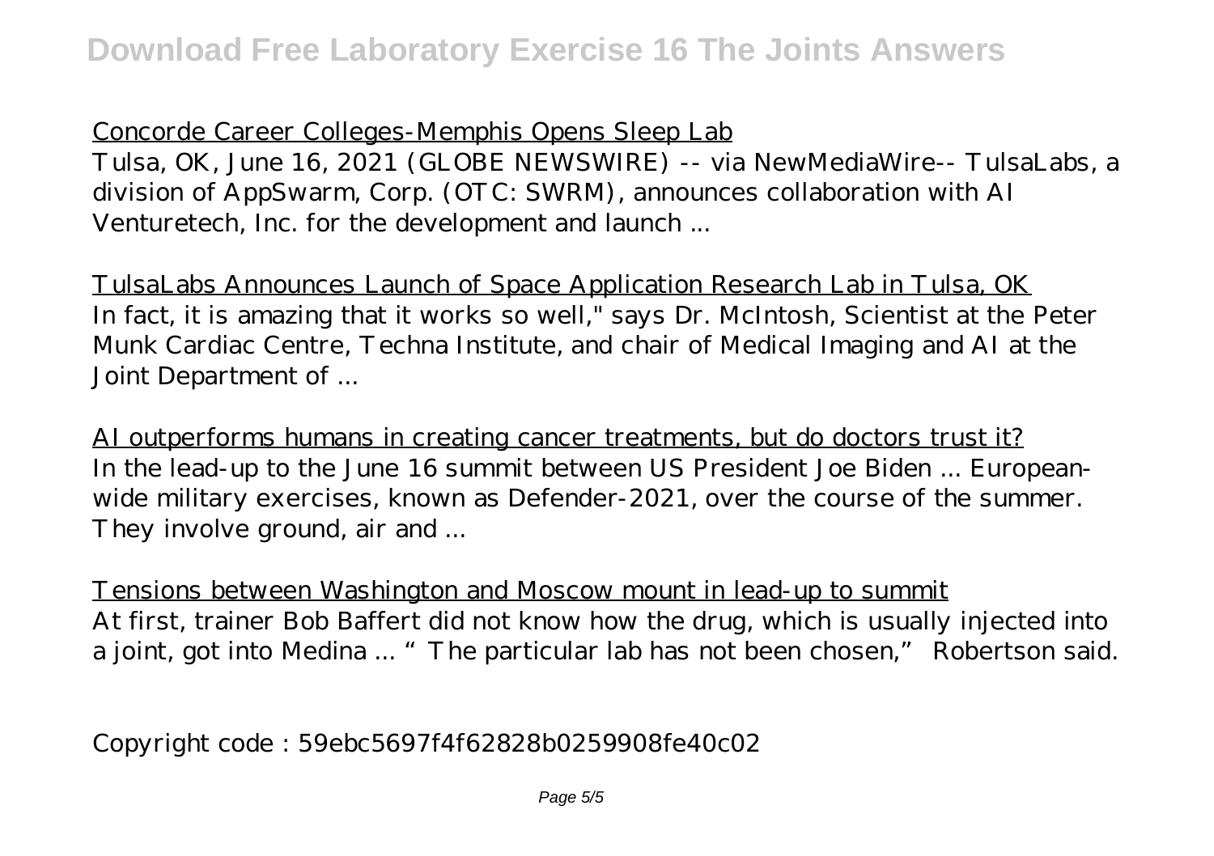Concorde Career Colleges-Memphis Opens Sleep Lab

Tulsa, OK, June 16, 2021 (GLOBE NEWSWIRE) -- via NewMediaWire-- TulsaLabs, a division of AppSwarm, Corp. (OTC: SWRM), announces collaboration with AI Venturetech, Inc. for the development and launch ...

TulsaLabs Announces Launch of Space Application Research Lab in Tulsa, OK

In fact, it is amazing that it works so well," says Dr. McIntosh, Scientist at the Peter Munk Cardiac Centre, Techna Institute, and chair of Medical Imaging and AI at the Joint Department of ...

AI outperforms humans in creating cancer treatments, but do doctors trust it?

In the lead-up to the June 16 summit between US President Joe Biden ... European-wide military exercises, known as Defender-2021, over the course of the summer. They involve ground, air and ...

Tensions between Washington and Moscow mount in lead-up to summit

At first, trainer Bob Baffert did not know how the drug, which is usually injected into a joint, got into Medina ... "The particular lab has not been chosen," Robertson said.

Copyright code : 59ebc5697f4f62828b0259908fe40c02